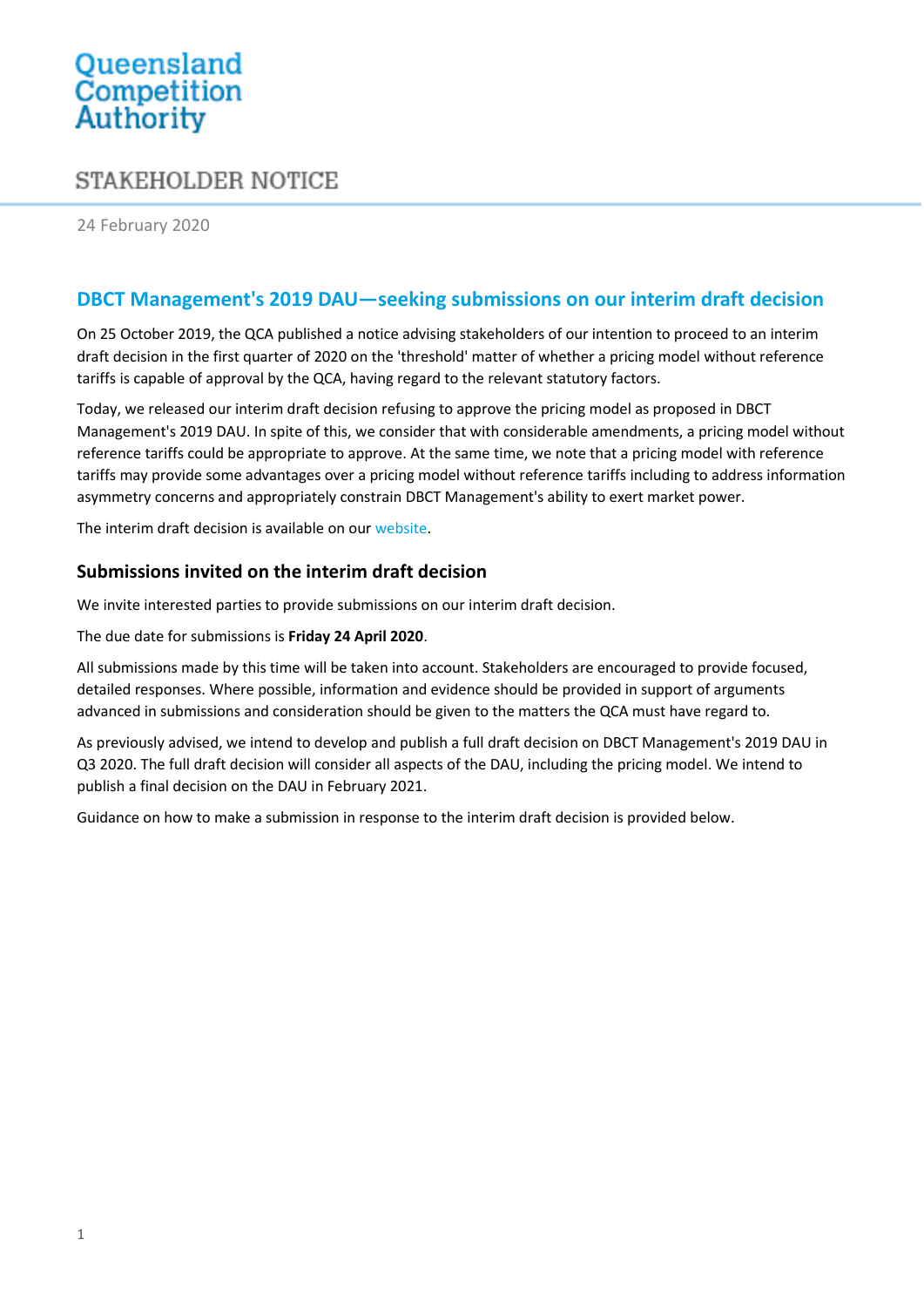Queensland Competition Authority

STAKEHOLDER NOTICE

24 February 2020

## DBCT Management's 2019 DAU—seeking submissions on our interim draft decision

On 25 October 2019, the QCA published a notice advising stakeholders of our intention to proceed to an interim draft decision in the first quarter of 2020 on the 'threshold' matter of whether a pricing model without reference tariffs is capable of approval by the QCA, having regard to the relevant statutory factors.

Today, we released our interim draft decision refusing to approve the pricing model as proposed in DBCT Management's 2019 DAU. In spite of this, we consider that with considerable amendments, a pricing model without reference tariffs could be appropriate to approve. At the same time, we note that a pricing model with reference tariffs may provide some advantages over a pricing model without reference tariffs including to address information asymmetry concerns and appropriately constrain DBCT Management's ability to exert market power.

The interim draft decision is available on our website.

### Submissions invited on the interim draft decision

We invite interested parties to provide submissions on our interim draft decision.

The due date for submissions is **Friday 24 April 2020**.

All submissions made by this time will be taken into account. Stakeholders are encouraged to provide focused, detailed responses. Where possible, information and evidence should be provided in support of arguments advanced in submissions and consideration should be given to the matters the QCA must have regard to.

As previously advised, we intend to develop and publish a full draft decision on DBCT Management's 2019 DAU in Q3 2020. The full draft decision will consider all aspects of the DAU, including the pricing model. We intend to publish a final decision on the DAU in February 2021.

Guidance on how to make a submission in response to the interim draft decision is provided below.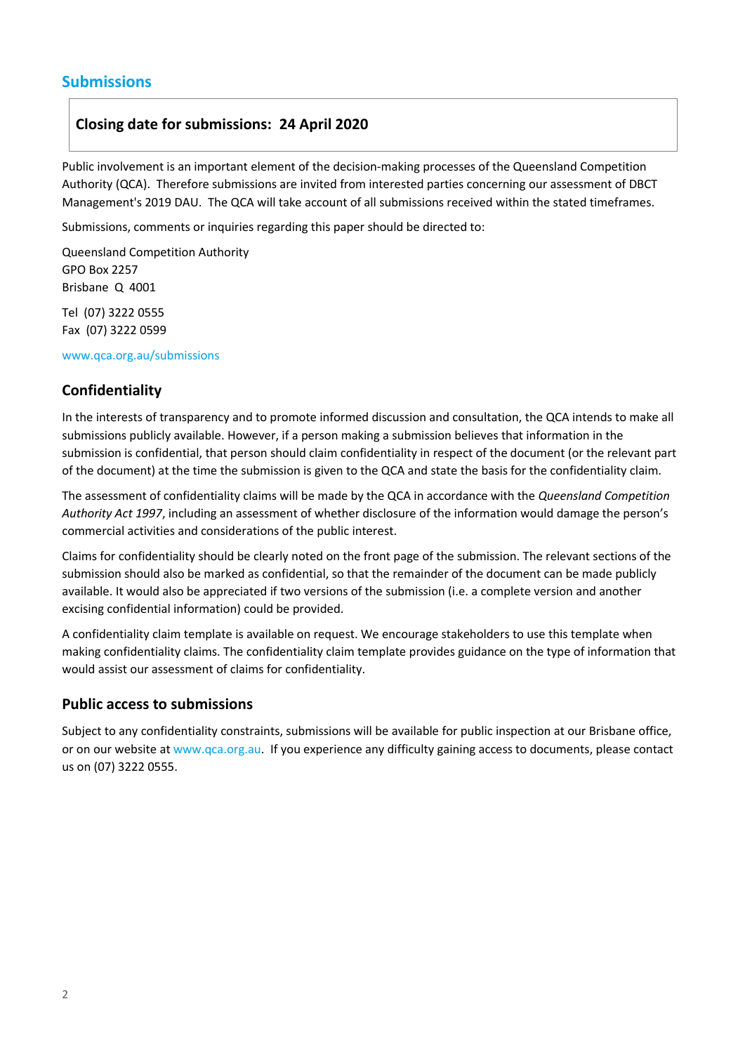## Submissions

**Closing date for submissions: 24 April 2020**

Public involvement is an important element of the decision-making processes of the Queensland Competition Authority (QCA). Therefore submissions are invited from interested parties concerning our assessment of DBCT Management's 2019 DAU. The QCA will take account of all submissions received within the stated timeframes.

Submissions, comments or inquiries regarding this paper should be directed to:

Queensland Competition Authority
GPO Box 2257
Brisbane Q 4001

Tel (07) 3222 0555
Fax (07) 3222 0599

www.qca.org.au/submissions

### Confidentiality

In the interests of transparency and to promote informed discussion and consultation, the QCA intends to make all submissions publicly available. However, if a person making a submission believes that information in the submission is confidential, that person should claim confidentiality in respect of the document (or the relevant part of the document) at the time the submission is given to the QCA and state the basis for the confidentiality claim.

The assessment of confidentiality claims will be made by the QCA in accordance with the *Queensland Competition Authority Act 1997*, including an assessment of whether disclosure of the information would damage the person's commercial activities and considerations of the public interest.

Claims for confidentiality should be clearly noted on the front page of the submission. The relevant sections of the submission should also be marked as confidential, so that the remainder of the document can be made publicly available. It would also be appreciated if two versions of the submission (i.e. a complete version and another excising confidential information) could be provided.

A confidentiality claim template is available on request. We encourage stakeholders to use this template when making confidentiality claims. The confidentiality claim template provides guidance on the type of information that would assist our assessment of claims for confidentiality.

### Public access to submissions

Subject to any confidentiality constraints, submissions will be available for public inspection at our Brisbane office, or on our website at www.qca.org.au. If you experience any difficulty gaining access to documents, please contact us on (07) 3222 0555.